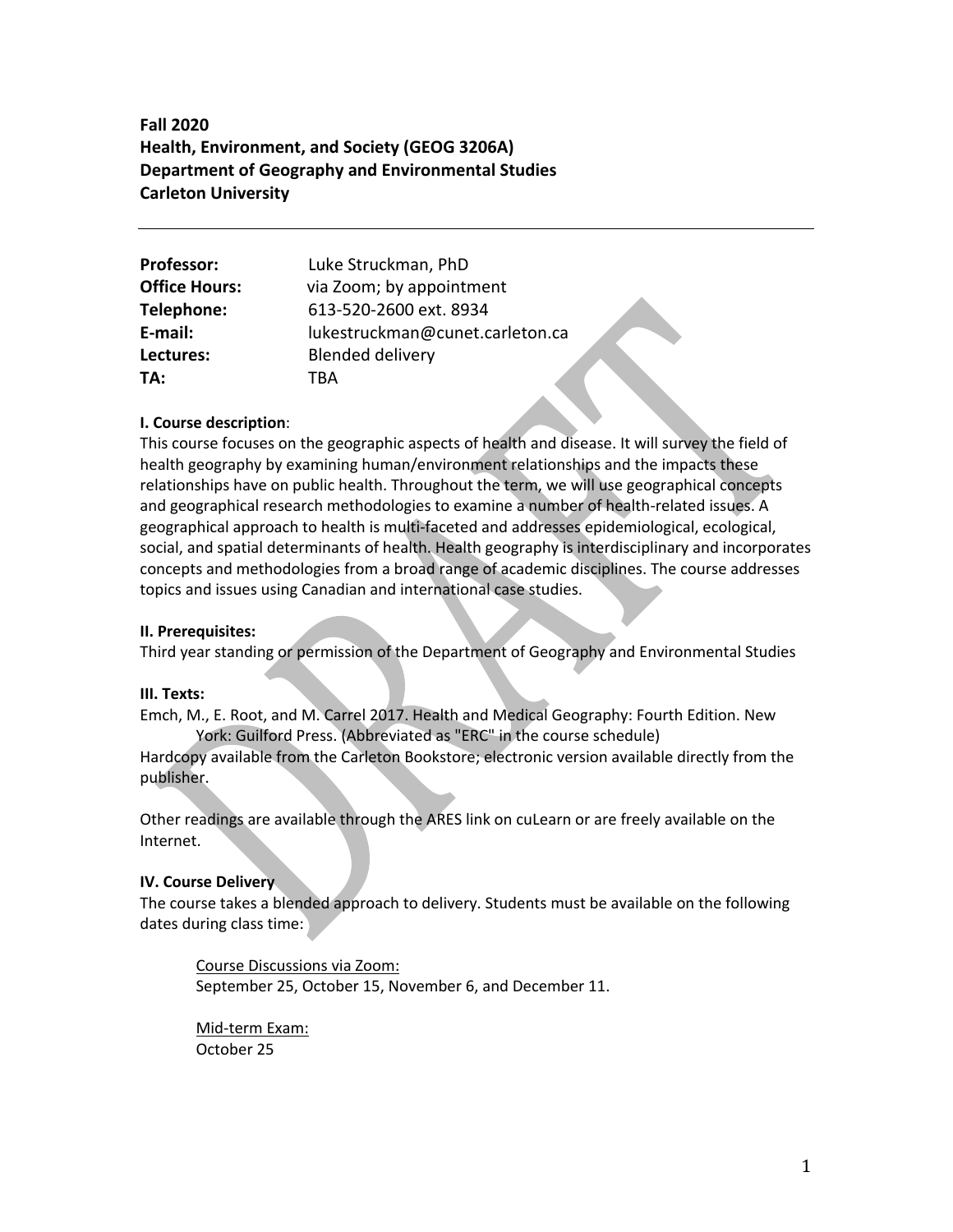**Fall 2020**
**Health, Environment, and Society (GEOG 3206A)**
**Department of Geography and Environmental Studies**
**Carleton University**

---

| | |
|---|---|
| **Professor:** | Luke Struckman, PhD |
| **Office Hours:** | via Zoom; by appointment |
| **Telephone:** | 613-520-2600 ext. 8934 |
| **E-mail:** | lukestruckman@cunet.carleton.ca |
| **Lectures:** | Blended delivery |
| **TA:** | TBA |

**I. Course description**:
This course focuses on the geographic aspects of health and disease. It will survey the field of health geography by examining human/environment relationships and the impacts these relationships have on public health. Throughout the term, we will use geographical concepts and geographical research methodologies to examine a number of health-related issues. A geographical approach to health is multi-faceted and addresses epidemiological, ecological, social, and spatial determinants of health. Health geography is interdisciplinary and incorporates concepts and methodologies from a broad range of academic disciplines. The course addresses topics and issues using Canadian and international case studies.

**II. Prerequisites:**
Third year standing or permission of the Department of Geography and Environmental Studies

**III. Texts:**
Emch, M., E. Root, and M. Carrel 2017. Health and Medical Geography: Fourth Edition. New York: Guilford Press. (Abbreviated as "ERC" in the course schedule)
Hardcopy available from the Carleton Bookstore; electronic version available directly from the publisher.

Other readings are available through the ARES link on cuLearn or are freely available on the Internet.

**IV. Course Delivery**
The course takes a blended approach to delivery. Students must be available on the following dates during class time:

> Course Discussions via Zoom:
> September 25, October 15, November 6, and December 11.
>
> Mid-term Exam:
> October 25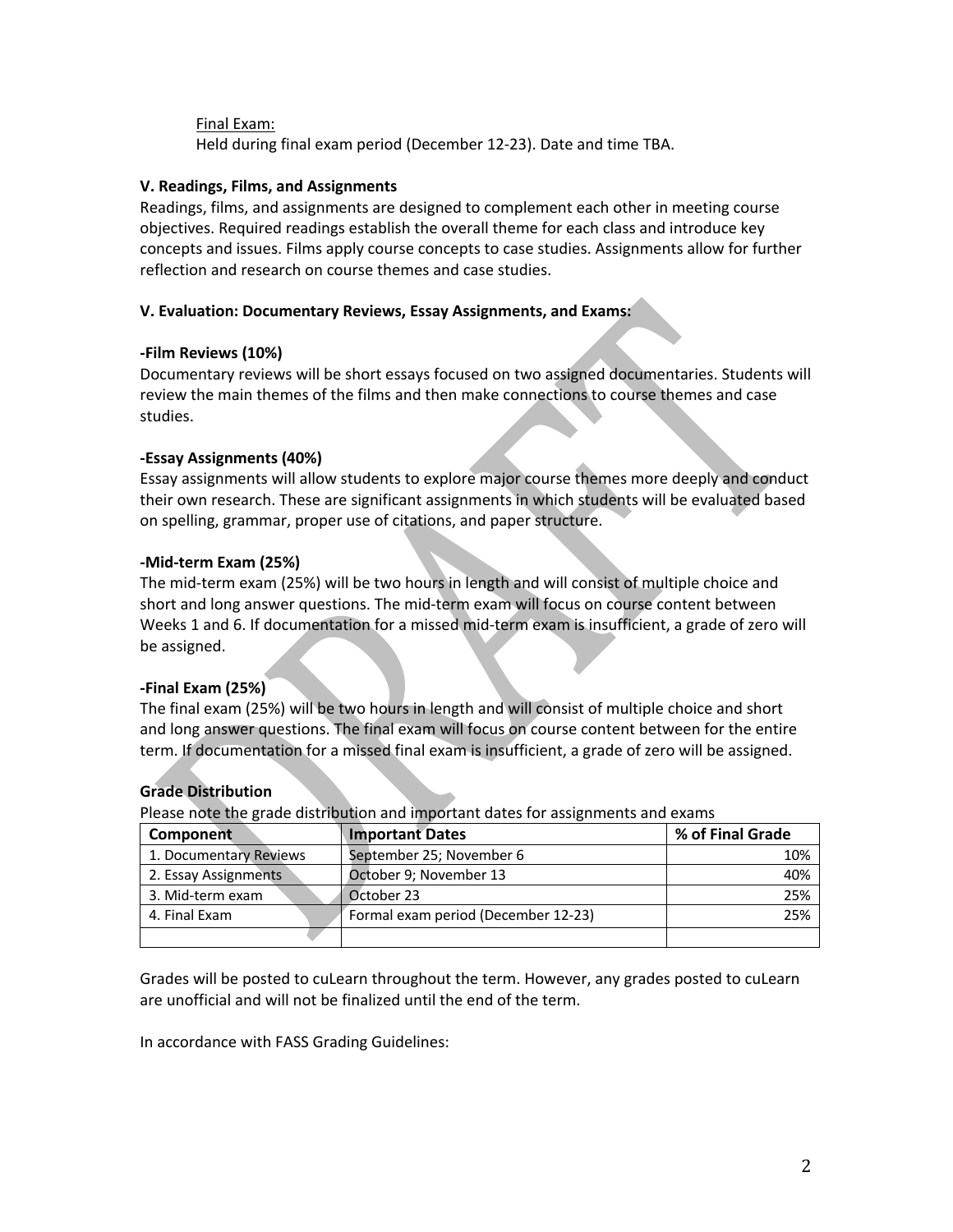Final Exam:

Held during final exam period (December 12-23). Date and time TBA.

**V. Readings, Films, and Assignments**

Readings, films, and assignments are designed to complement each other in meeting course objectives. Required readings establish the overall theme for each class and introduce key concepts and issues. Films apply course concepts to case studies. Assignments allow for further reflection and research on course themes and case studies.

**V. Evaluation: Documentary Reviews, Essay Assignments, and Exams:**

**-Film Reviews (10%)**

Documentary reviews will be short essays focused on two assigned documentaries. Students will review the main themes of the films and then make connections to course themes and case studies.

**-Essay Assignments (40%)**

Essay assignments will allow students to explore major course themes more deeply and conduct their own research. These are significant assignments in which students will be evaluated based on spelling, grammar, proper use of citations, and paper structure.

**-Mid-term Exam (25%)**

The mid-term exam (25%) will be two hours in length and will consist of multiple choice and short and long answer questions. The mid-term exam will focus on course content between Weeks 1 and 6. If documentation for a missed mid-term exam is insufficient, a grade of zero will be assigned.

**-Final Exam (25%)**

The final exam (25%) will be two hours in length and will consist of multiple choice and short and long answer questions. The final exam will focus on course content between for the entire term. If documentation for a missed final exam is insufficient, a grade of zero will be assigned.

**Grade Distribution**

Please note the grade distribution and important dates for assignments and exams

| Component | Important Dates | % of Final Grade |
|---|---|---|
| 1. Documentary Reviews | September 25; November 6 | 10% |
| 2. Essay Assignments | October 9; November 13 | 40% |
| 3. Mid-term exam | October 23 | 25% |
| 4. Final Exam | Formal exam period (December 12-23) | 25% |
| | | |

Grades will be posted to cuLearn throughout the term. However, any grades posted to cuLearn are unofficial and will not be finalized until the end of the term.

In accordance with FASS Grading Guidelines: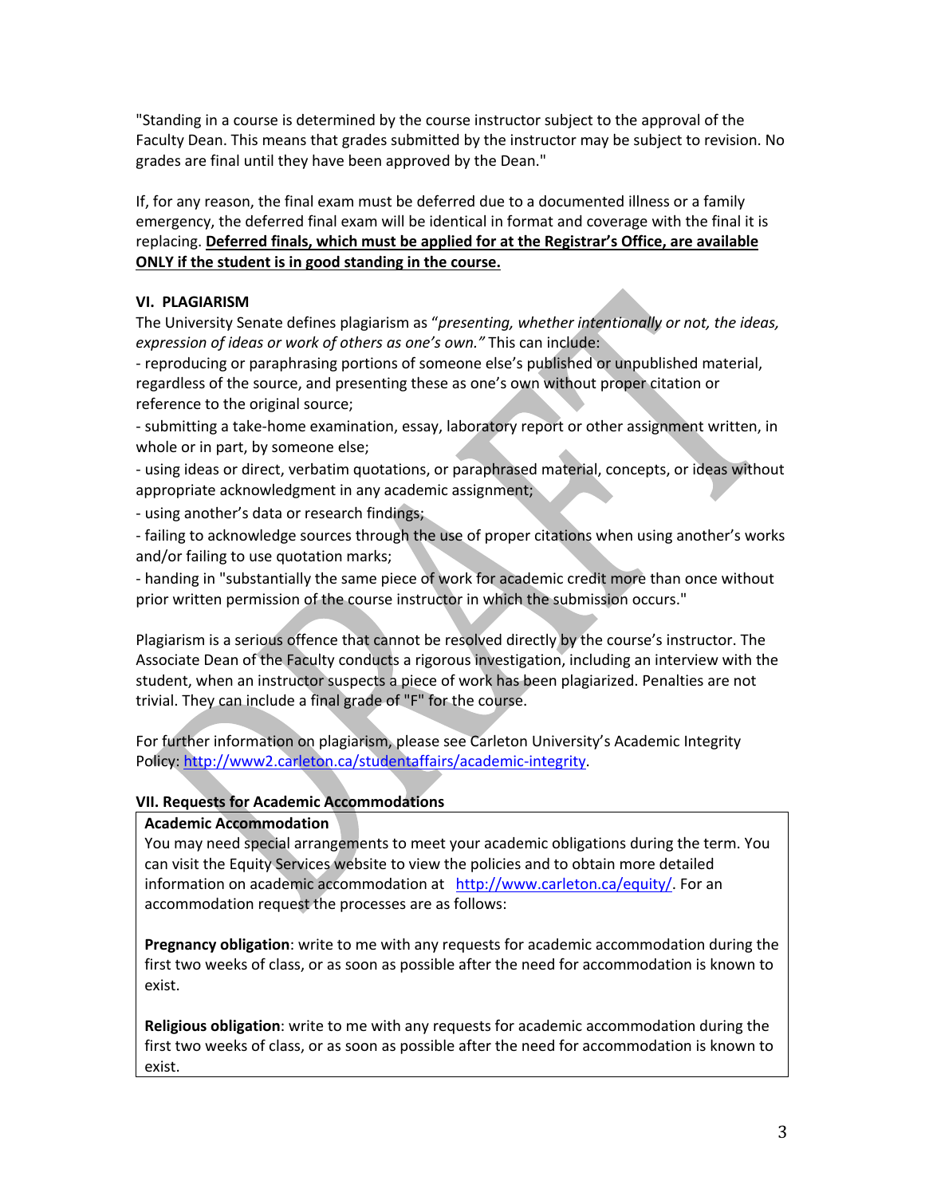"Standing in a course is determined by the course instructor subject to the approval of the Faculty Dean. This means that grades submitted by the instructor may be subject to revision. No grades are final until they have been approved by the Dean."

If, for any reason, the final exam must be deferred due to a documented illness or a family emergency, the deferred final exam will be identical in format and coverage with the final it is replacing. **Deferred finals, which must be applied for at the Registrar's Office, are available ONLY if the student is in good standing in the course.**

### VI. PLAGIARISM

The University Senate defines plagiarism as "*presenting, whether intentionally or not, the ideas, expression of ideas or work of others as one's own.*" This can include:

- reproducing or paraphrasing portions of someone else's published or unpublished material, regardless of the source, and presenting these as one's own without proper citation or reference to the original source;
- submitting a take-home examination, essay, laboratory report or other assignment written, in whole or in part, by someone else;
- using ideas or direct, verbatim quotations, or paraphrased material, concepts, or ideas without appropriate acknowledgment in any academic assignment;
- using another's data or research findings;
- failing to acknowledge sources through the use of proper citations when using another's works and/or failing to use quotation marks;
- handing in "substantially the same piece of work for academic credit more than once without prior written permission of the course instructor in which the submission occurs."

Plagiarism is a serious offence that cannot be resolved directly by the course's instructor. The Associate Dean of the Faculty conducts a rigorous investigation, including an interview with the student, when an instructor suspects a piece of work has been plagiarized. Penalties are not trivial. They can include a final grade of "F" for the course.

For further information on plagiarism, please see Carleton University's Academic Integrity Policy: http://www2.carleton.ca/studentaffairs/academic-integrity.

### VII. Requests for Academic Accommodations

**Academic Accommodation**

You may need special arrangements to meet your academic obligations during the term. You can visit the Equity Services website to view the policies and to obtain more detailed information on academic accommodation at http://www.carleton.ca/equity/. For an accommodation request the processes are as follows:

**Pregnancy obligation**: write to me with any requests for academic accommodation during the first two weeks of class, or as soon as possible after the need for accommodation is known to exist.

**Religious obligation**: write to me with any requests for academic accommodation during the first two weeks of class, or as soon as possible after the need for accommodation is known to exist.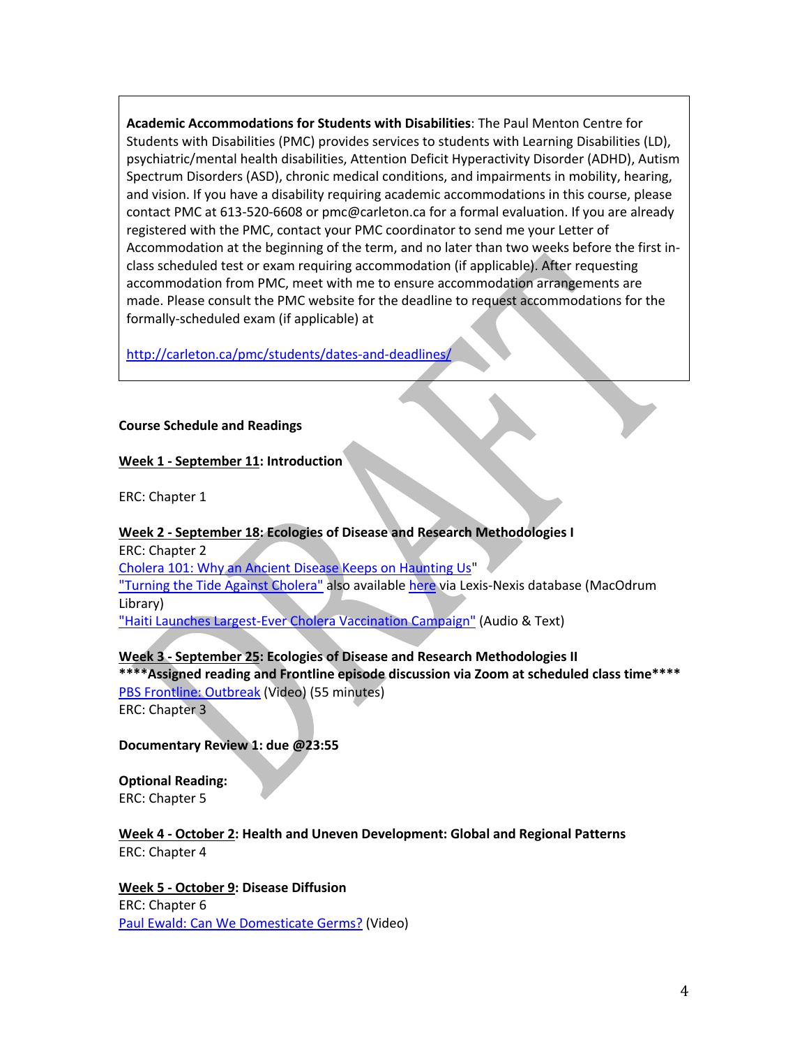**Academic Accommodations for Students with Disabilities**: The Paul Menton Centre for Students with Disabilities (PMC) provides services to students with Learning Disabilities (LD), psychiatric/mental health disabilities, Attention Deficit Hyperactivity Disorder (ADHD), Autism Spectrum Disorders (ASD), chronic medical conditions, and impairments in mobility, hearing, and vision. If you have a disability requiring academic accommodations in this course, please contact PMC at 613-520-6608 or pmc@carleton.ca for a formal evaluation. If you are already registered with the PMC, contact your PMC coordinator to send me your Letter of Accommodation at the beginning of the term, and no later than two weeks before the first in-class scheduled test or exam requiring accommodation (if applicable). After requesting accommodation from PMC, meet with me to ensure accommodation arrangements are made. Please consult the PMC website for the deadline to request accommodations for the formally-scheduled exam (if applicable) at

http://carleton.ca/pmc/students/dates-and-deadlines/

**Course Schedule and Readings**

**<u>Week 1 - September 11</u>: Introduction**

ERC: Chapter 1

**<u>Week 2 - September 18</u>: Ecologies of Disease and Research Methodologies I**
ERC: Chapter 2
Cholera 101: Why an Ancient Disease Keeps on Haunting Us"
"Turning the Tide Against Cholera" also available here via Lexis-Nexis database (MacOdrum Library)
"Haiti Launches Largest-Ever Cholera Vaccination Campaign" (Audio & Text)

**<u>Week 3 - September 25</u>: Ecologies of Disease and Research Methodologies II**
**\*\*\*\*Assigned reading and Frontline episode discussion via Zoom at scheduled class time\*\*\*\***
PBS Frontline: Outbreak (Video) (55 minutes)
ERC: Chapter 3

**Documentary Review 1: due @23:55**

**Optional Reading:**
ERC: Chapter 5

**<u>Week 4 - October 2</u>: Health and Uneven Development: Global and Regional Patterns**
ERC: Chapter 4

**<u>Week 5 - October 9</u>: Disease Diffusion**
ERC: Chapter 6
Paul Ewald: Can We Domesticate Germs? (Video)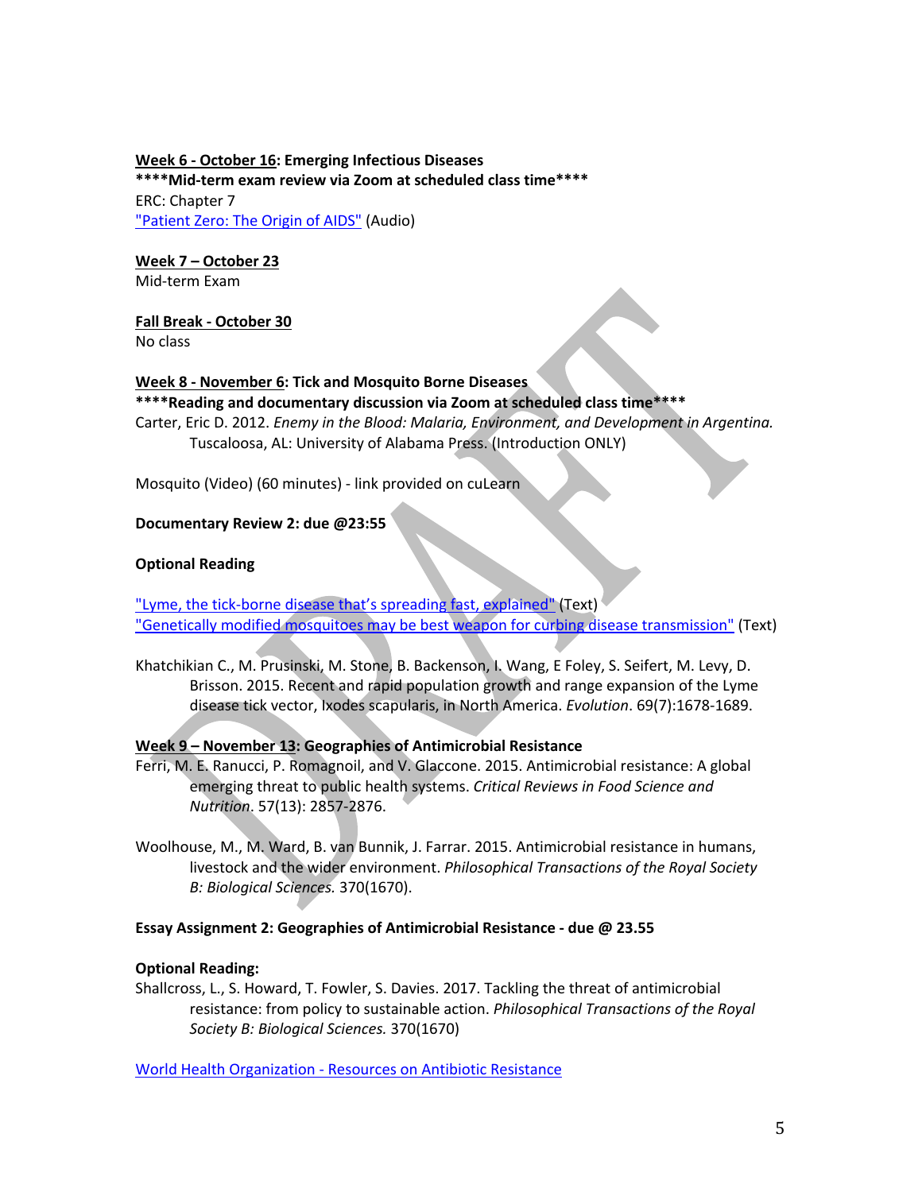**Week 6 - October 16: Emerging Infectious Diseases**
****Mid-term exam review via Zoom at scheduled class time****
ERC: Chapter 7
"Patient Zero: The Origin of AIDS" (Audio)

**Week 7 – October 23**
Mid-term Exam

**Fall Break - October 30**
No class

**Week 8 - November 6: Tick and Mosquito Borne Diseases**
****Reading and documentary discussion via Zoom at scheduled class time****
Carter, Eric D. 2012. *Enemy in the Blood: Malaria, Environment, and Development in Argentina.* Tuscaloosa, AL: University of Alabama Press. (Introduction ONLY)

Mosquito (Video) (60 minutes) - link provided on cuLearn

**Documentary Review 2: due @23:55**

**Optional Reading**

"Lyme, the tick-borne disease that's spreading fast, explained" (Text)
"Genetically modified mosquitoes may be best weapon for curbing disease transmission" (Text)

Khatchikian C., M. Prusinski, M. Stone, B. Backenson, I. Wang, E Foley, S. Seifert, M. Levy, D. Brisson. 2015. Recent and rapid population growth and range expansion of the Lyme disease tick vector, Ixodes scapularis, in North America. *Evolution*. 69(7):1678-1689.

**Week 9 – November 13: Geographies of Antimicrobial Resistance**
Ferri, M. E. Ranucci, P. Romagnoil, and V. Glaccone. 2015. Antimicrobial resistance: A global emerging threat to public health systems. *Critical Reviews in Food Science and Nutrition*. 57(13): 2857-2876.

Woolhouse, M., M. Ward, B. van Bunnik, J. Farrar. 2015. Antimicrobial resistance in humans, livestock and the wider environment. *Philosophical Transactions of the Royal Society B: Biological Sciences.* 370(1670).

**Essay Assignment 2: Geographies of Antimicrobial Resistance - due @ 23.55**

**Optional Reading:**
Shallcross, L., S. Howard, T. Fowler, S. Davies. 2017. Tackling the threat of antimicrobial resistance: from policy to sustainable action. *Philosophical Transactions of the Royal Society B: Biological Sciences.* 370(1670)

World Health Organization - Resources on Antibiotic Resistance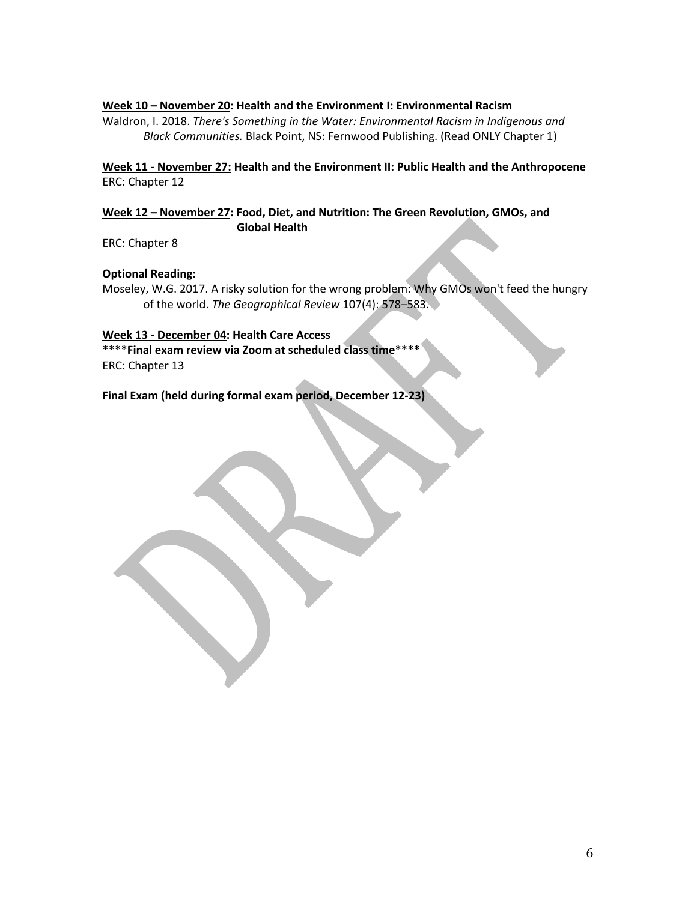**<u>Week 10 – November 20</u>: Health and the Environment I: Environmental Racism**

Waldron, I. 2018. *There's Something in the Water: Environmental Racism in Indigenous and Black Communities.* Black Point, NS: Fernwood Publishing. (Read ONLY Chapter 1)

**<u>Week 11 - November 27:</u> Health and the Environment II: Public Health and the Anthropocene**

ERC: Chapter 12

**<u>Week 12 – November 27</u>: Food, Diet, and Nutrition: The Green Revolution, GMOs, and Global Health**

ERC: Chapter 8

**Optional Reading:**

Moseley, W.G. 2017. A risky solution for the wrong problem: Why GMOs won't feed the hungry of the world. *The Geographical Review* 107(4): 578–583.

**<u>Week 13 - December 04</u>: Health Care Access**

**\*\*\*\*Final exam review via Zoom at scheduled class time\*\*\*\***

ERC: Chapter 13

**Final Exam (held during formal exam period, December 12-23)**